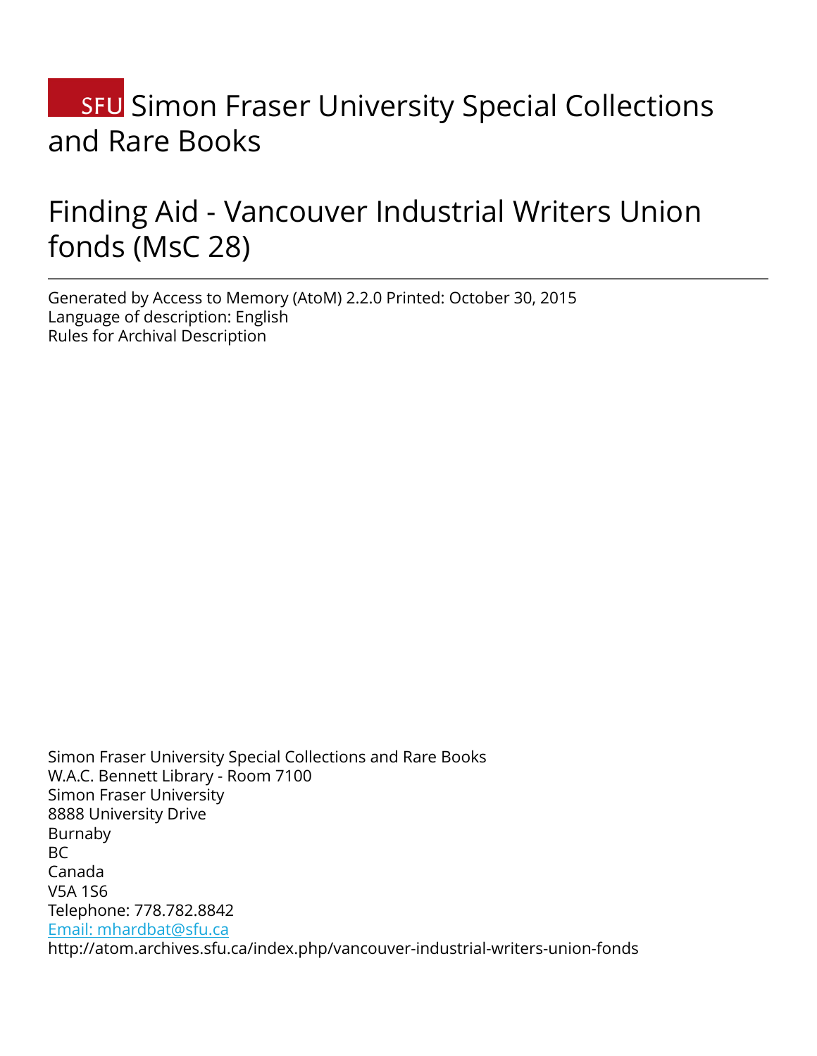# SFU Simon Fraser University Special Collections and Rare Books

# Finding Aid - Vancouver Industrial Writers Union fonds (MsC 28)

Generated by Access to Memory (AtoM) 2.2.0 Printed: October 30, 2015
Language of description: English
Rules for Archival Description

Simon Fraser University Special Collections and Rare Books
W.A.C. Bennett Library - Room 7100
Simon Fraser University
8888 University Drive
Burnaby
BC
Canada
V5A 1S6
Telephone: 778.782.8842
[Email: mhardbat@sfu.ca](mailto:mhardbat@sfu.ca)
http://atom.archives.sfu.ca/index.php/vancouver-industrial-writers-union-fonds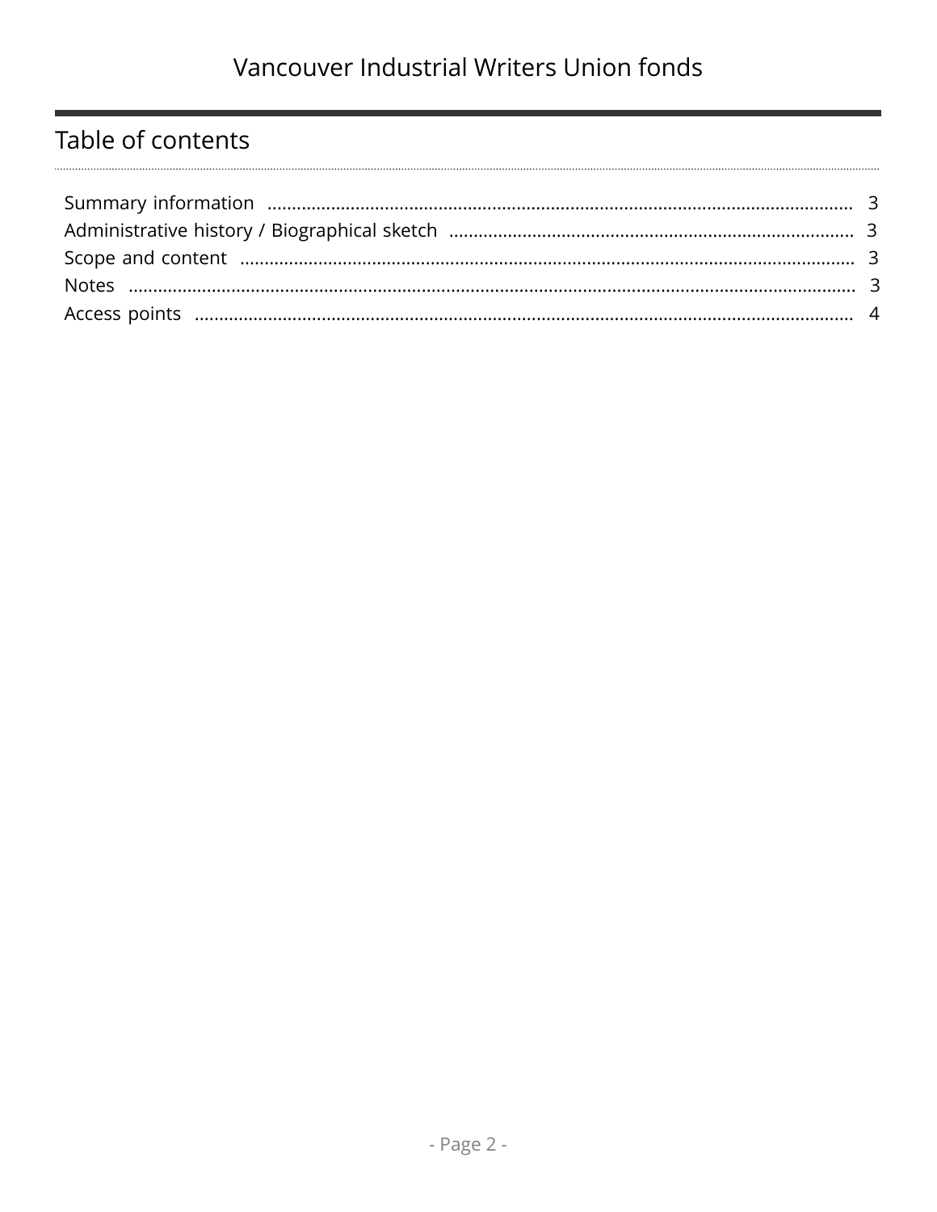## Table of contents

- Summary information ..................................... 3
- Administrative history / Biographical sketch ..................................... 3
- Scope and content ..................................... 3
- Notes ..................................... 3
- Access points ..................................... 4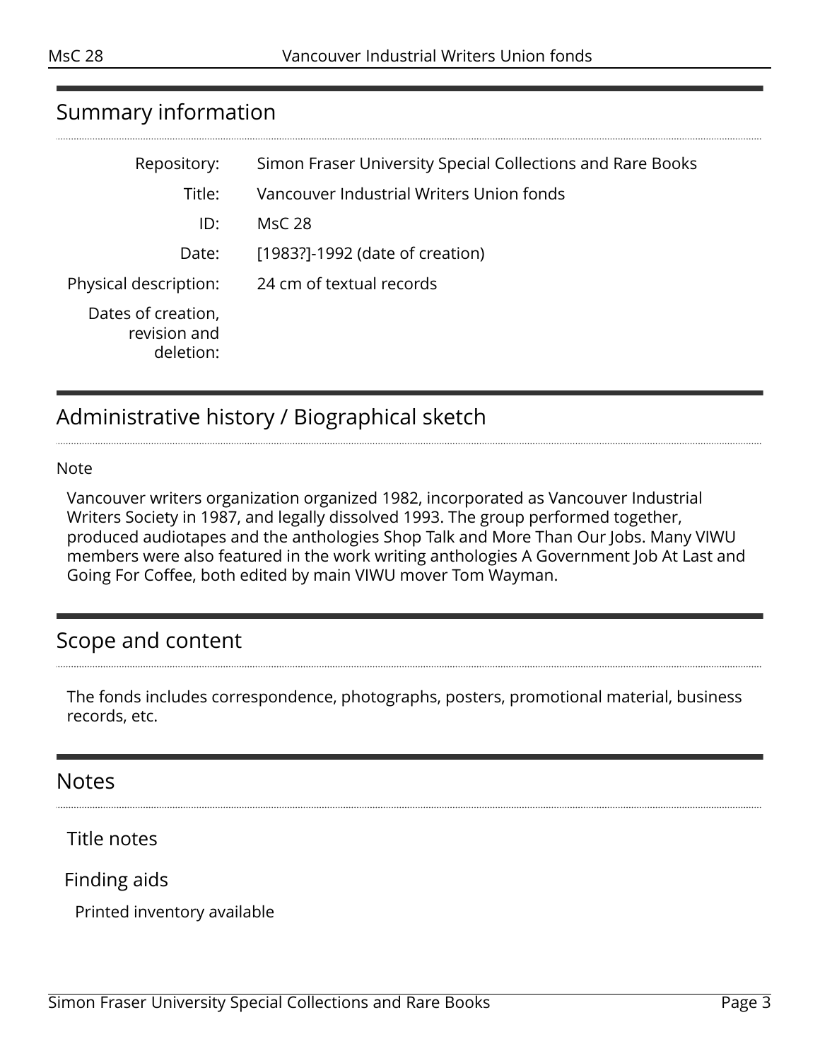## Summary information

| | |
|---|---|
| Repository: | Simon Fraser University Special Collections and Rare Books |
| Title: | Vancouver Industrial Writers Union fonds |
| ID: | MsC 28 |
| Date: | [1983?]-1992 (date of creation) |
| Physical description: | 24 cm of textual records |
| Dates of creation, revision and deletion: | |

## Administrative history / Biographical sketch

Note

Vancouver writers organization organized 1982, incorporated as Vancouver Industrial Writers Society in 1987, and legally dissolved 1993. The group performed together, produced audiotapes and the anthologies Shop Talk and More Than Our Jobs. Many VIWU members were also featured in the work writing anthologies A Government Job At Last and Going For Coffee, both edited by main VIWU mover Tom Wayman.

## Scope and content

The fonds includes correspondence, photographs, posters, promotional material, business records, etc.

## Notes

### Title notes

### Finding aids

Printed inventory available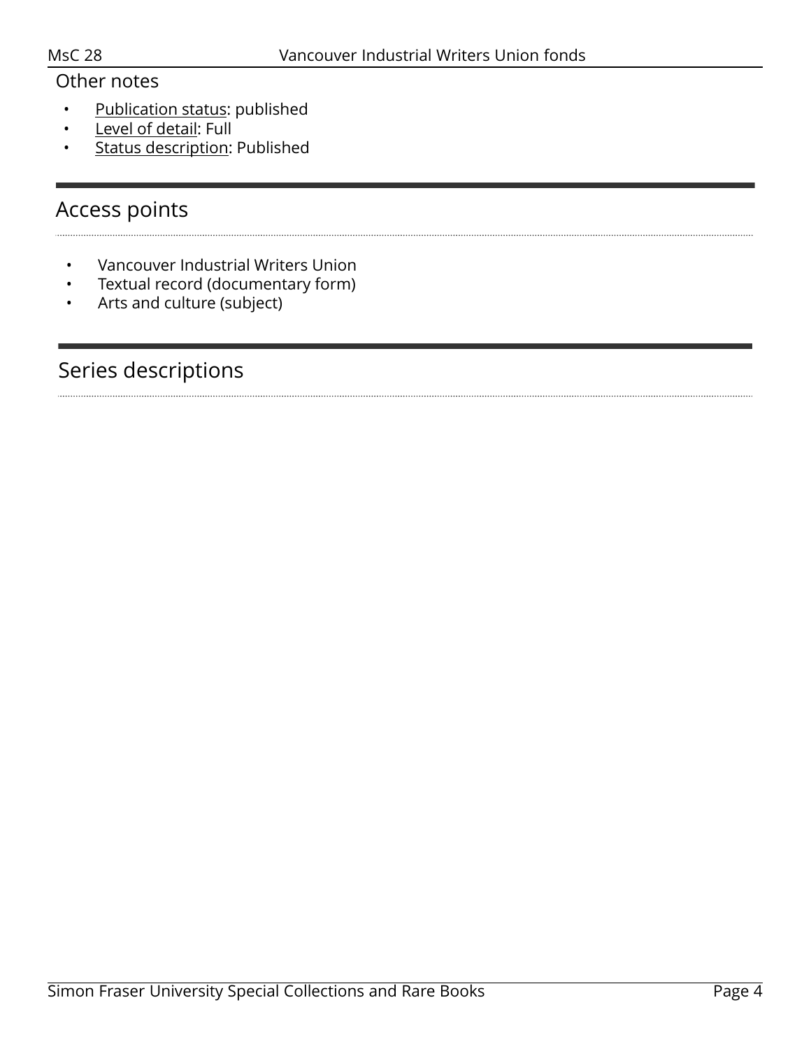### Other notes

- Publication status: published
- Level of detail: Full
- Status description: Published

## Access points

- Vancouver Industrial Writers Union
- Textual record (documentary form)
- Arts and culture (subject)

## Series descriptions